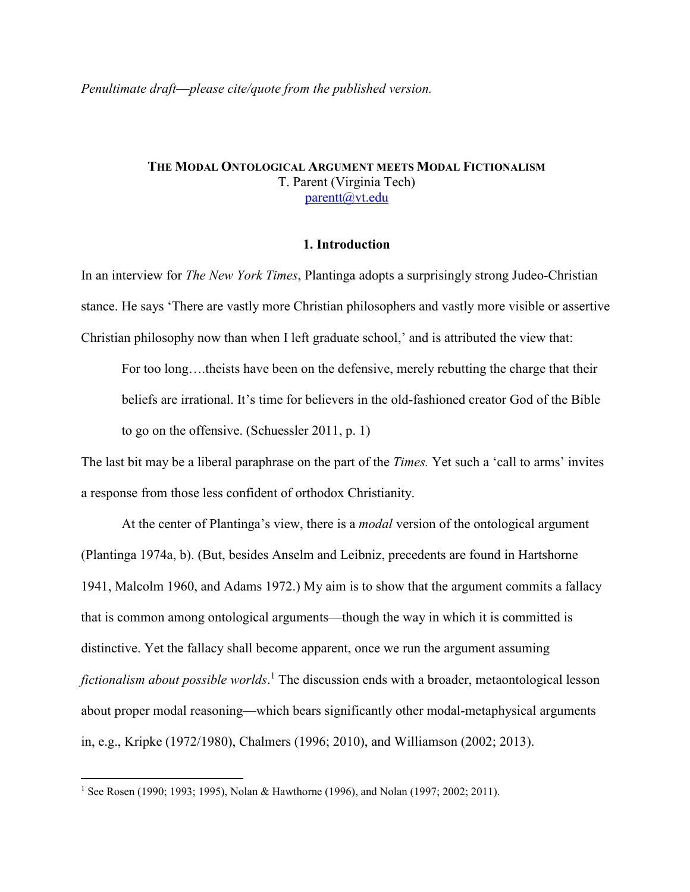*Penultimate draft—please cite/quote from the published version.*

# THE MODAL ONTOLOGICAL ARGUMENT MEETS MODAL FICTIONALISM

T. Parent (Virginia Tech)
parentt@vt.edu

## 1. Introduction

In an interview for *The New York Times*, Plantinga adopts a surprisingly strong Judeo-Christian stance. He says 'There are vastly more Christian philosophers and vastly more visible or assertive Christian philosophy now than when I left graduate school,' and is attributed the view that:

> For too long….theists have been on the defensive, merely rebutting the charge that their beliefs are irrational. It's time for believers in the old-fashioned creator God of the Bible to go on the offensive. (Schuessler 2011, p. 1)

The last bit may be a liberal paraphrase on the part of the *Times.* Yet such a 'call to arms' invites a response from those less confident of orthodox Christianity.

At the center of Plantinga's view, there is a *modal* version of the ontological argument (Plantinga 1974a, b). (But, besides Anselm and Leibniz, precedents are found in Hartshorne 1941, Malcolm 1960, and Adams 1972.) My aim is to show that the argument commits a fallacy that is common among ontological arguments—though the way in which it is committed is distinctive. Yet the fallacy shall become apparent, once we run the argument assuming *fictionalism about possible worlds*.[1] The discussion ends with a broader, metaontological lesson about proper modal reasoning—which bears significantly other modal-metaphysical arguments in, e.g., Kripke (1972/1980), Chalmers (1996; 2010), and Williamson (2002; 2013).

[1] See Rosen (1990; 1993; 1995), Nolan & Hawthorne (1996), and Nolan (1997; 2002; 2011).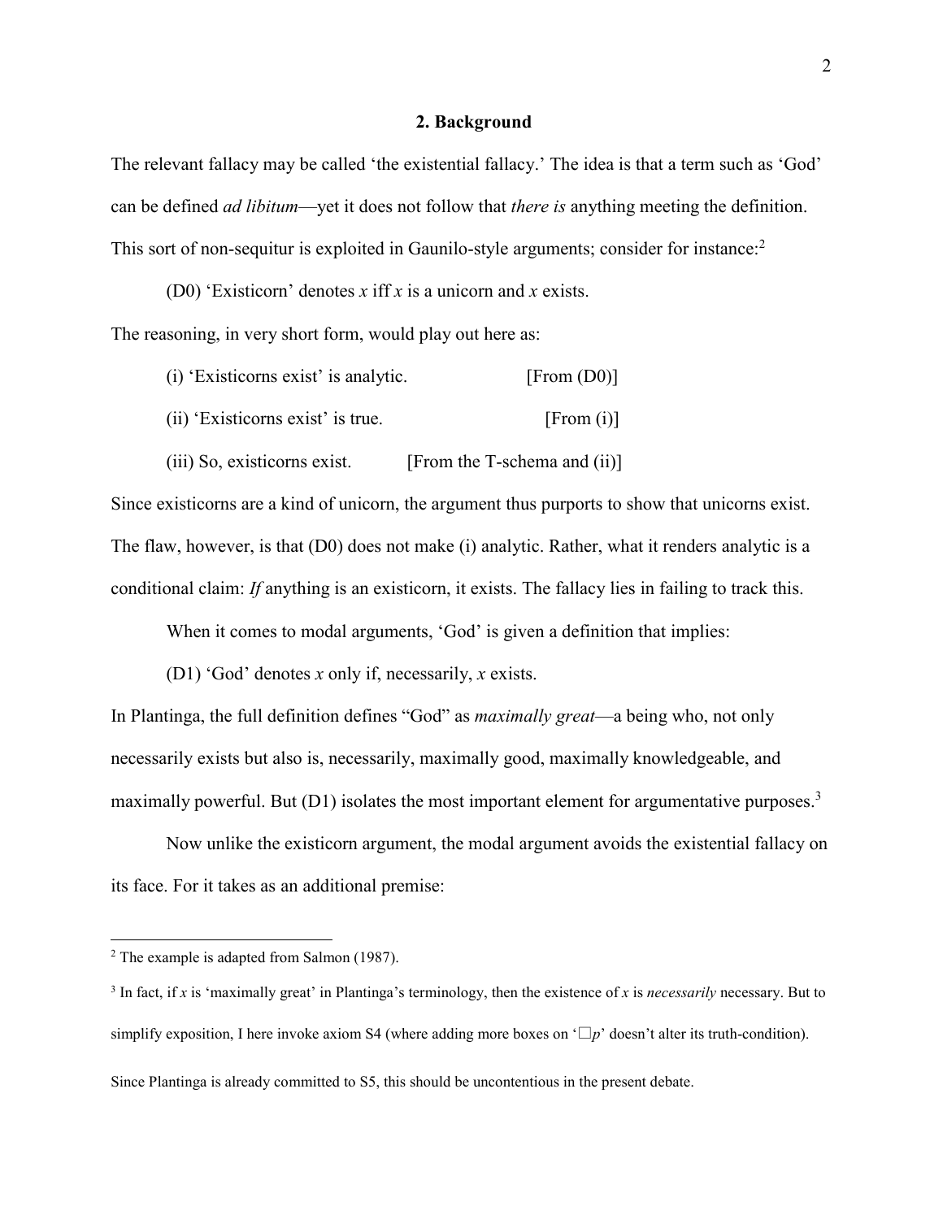## 2. Background

The relevant fallacy may be called 'the existential fallacy.' The idea is that a term such as 'God' can be defined *ad libitum*—yet it does not follow that *there is* anything meeting the definition. This sort of non-sequitur is exploited in Gaunilo-style arguments; consider for instance:[2]

(D0) 'Existicorn' denotes *x* iff *x* is a unicorn and *x* exists.

The reasoning, in very short form, would play out here as:

(i) 'Existicorns exist' is analytic. [From (D0)]

(ii) 'Existicorns exist' is true. [From (i)]

(iii) So, existicorns exist. [From the T-schema and (ii)]

Since existicorns are a kind of unicorn, the argument thus purports to show that unicorns exist. The flaw, however, is that (D0) does not make (i) analytic. Rather, what it renders analytic is a conditional claim: *If* anything is an existicorn, it exists. The fallacy lies in failing to track this.

When it comes to modal arguments, 'God' is given a definition that implies:

(D1) 'God' denotes *x* only if, necessarily, *x* exists.

In Plantinga, the full definition defines "God" as *maximally great*—a being who, not only necessarily exists but also is, necessarily, maximally good, maximally knowledgeable, and maximally powerful. But (D1) isolates the most important element for argumentative purposes.[3]

Now unlike the existicorn argument, the modal argument avoids the existential fallacy on its face. For it takes as an additional premise:

---

[2] The example is adapted from Salmon (1987).

[3] In fact, if *x* is 'maximally great' in Plantinga's terminology, then the existence of *x* is *necessarily* necessary. But to simplify exposition, I here invoke axiom S4 (where adding more boxes on '$\Box p$' doesn't alter its truth-condition). Since Plantinga is already committed to S5, this should be uncontentious in the present debate.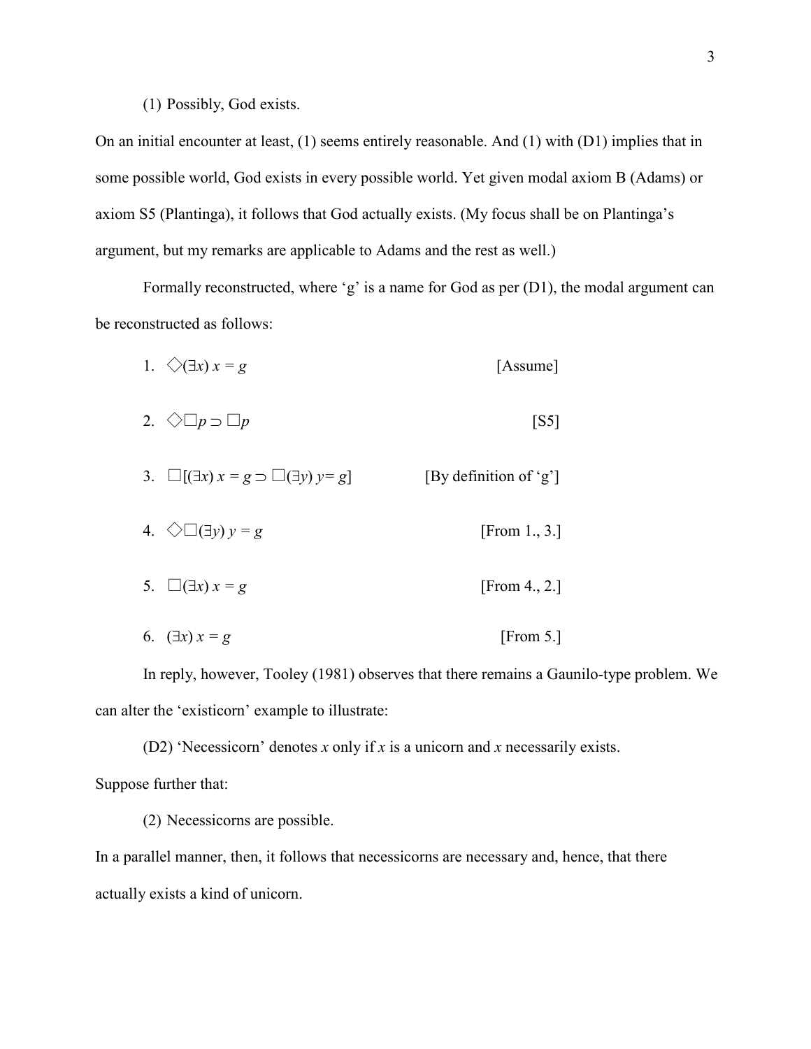(1) Possibly, God exists.

On an initial encounter at least, (1) seems entirely reasonable. And (1) with (D1) implies that in some possible world, God exists in every possible world. Yet given modal axiom B (Adams) or axiom S5 (Plantinga), it follows that God actually exists. (My focus shall be on Plantinga's argument, but my remarks are applicable to Adams and the rest as well.)

Formally reconstructed, where 'g' is a name for God as per (D1), the modal argument can be reconstructed as follows:

1. $\Diamond(\exists x)\, x = g$ [Assume]

2. $\Diamond\Box p \supset \Box p$ [S5]

3. $\Box[(\exists x)\, x = g \supset \Box(\exists y)\, y = g]$ [By definition of 'g']

4. $\Diamond\Box(\exists y)\, y = g$ [From 1., 3.]

5. $\Box(\exists x)\, x = g$ [From 4., 2.]

6. $(\exists x)\, x = g$ [From 5.]

In reply, however, Tooley (1981) observes that there remains a Gaunilo-type problem. We can alter the 'existicorn' example to illustrate:

(D2) 'Necessicorn' denotes *x* only if *x* is a unicorn and *x* necessarily exists.

Suppose further that:

(2) Necessicorns are possible.

In a parallel manner, then, it follows that necessicorns are necessary and, hence, that there actually exists a kind of unicorn.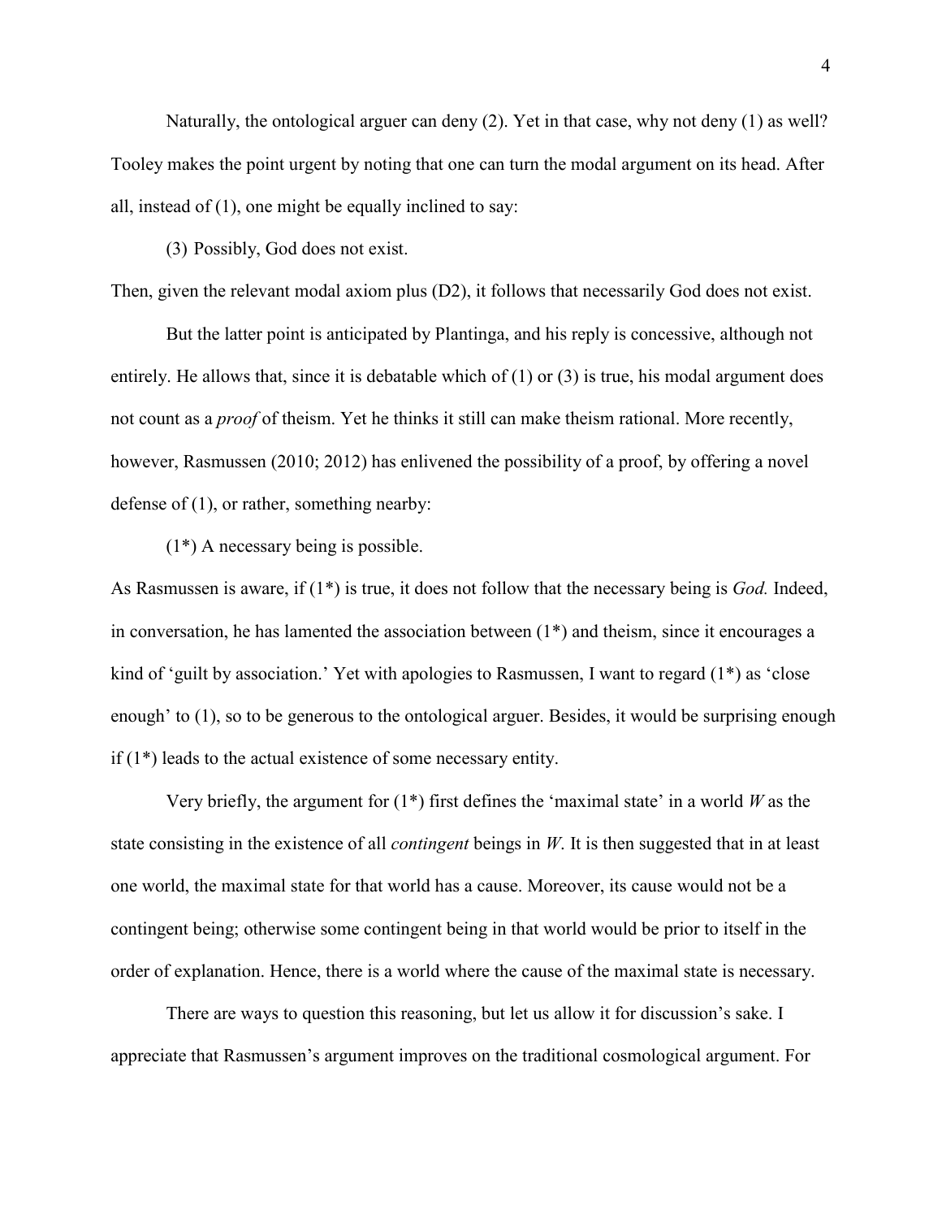Naturally, the ontological arguer can deny (2). Yet in that case, why not deny (1) as well? Tooley makes the point urgent by noting that one can turn the modal argument on its head. After all, instead of (1), one might be equally inclined to say:

(3) Possibly, God does not exist.

Then, given the relevant modal axiom plus (D2), it follows that necessarily God does not exist.

But the latter point is anticipated by Plantinga, and his reply is concessive, although not entirely. He allows that, since it is debatable which of (1) or (3) is true, his modal argument does not count as a *proof* of theism. Yet he thinks it still can make theism rational. More recently, however, Rasmussen (2010; 2012) has enlivened the possibility of a proof, by offering a novel defense of (1), or rather, something nearby:

(1*) A necessary being is possible.

As Rasmussen is aware, if (1*) is true, it does not follow that the necessary being is *God.* Indeed, in conversation, he has lamented the association between (1*) and theism, since it encourages a kind of 'guilt by association.' Yet with apologies to Rasmussen, I want to regard (1*) as 'close enough' to (1), so to be generous to the ontological arguer. Besides, it would be surprising enough if (1*) leads to the actual existence of some necessary entity.

Very briefly, the argument for (1*) first defines the 'maximal state' in a world *W* as the state consisting in the existence of all *contingent* beings in *W*. It is then suggested that in at least one world, the maximal state for that world has a cause. Moreover, its cause would not be a contingent being; otherwise some contingent being in that world would be prior to itself in the order of explanation. Hence, there is a world where the cause of the maximal state is necessary.

There are ways to question this reasoning, but let us allow it for discussion's sake. I appreciate that Rasmussen's argument improves on the traditional cosmological argument. For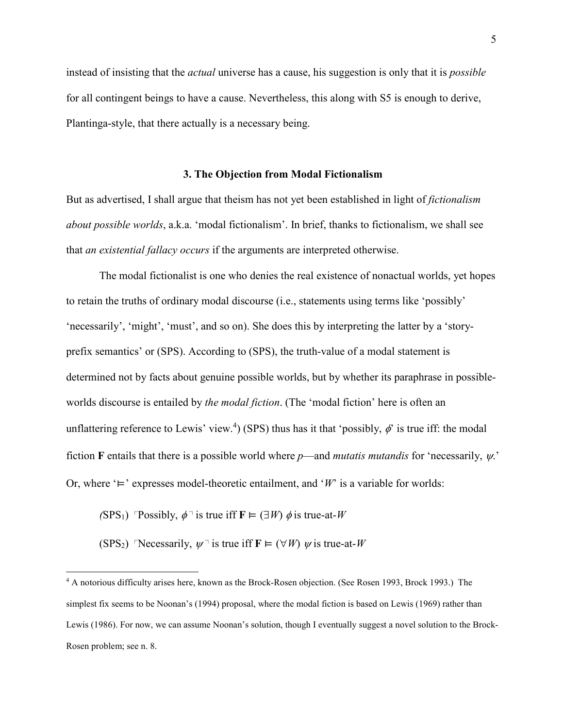instead of insisting that the *actual* universe has a cause, his suggestion is only that it is *possible* for all contingent beings to have a cause. Nevertheless, this along with S5 is enough to derive, Plantinga-style, that there actually is a necessary being.

### 3. The Objection from Modal Fictionalism

But as advertised, I shall argue that theism has not yet been established in light of *fictionalism about possible worlds*, a.k.a. 'modal fictionalism'. In brief, thanks to fictionalism, we shall see that *an existential fallacy occurs* if the arguments are interpreted otherwise.

The modal fictionalist is one who denies the real existence of nonactual worlds, yet hopes to retain the truths of ordinary modal discourse (i.e., statements using terms like 'possibly' 'necessarily', 'might', 'must', and so on). She does this by interpreting the latter by a 'story-prefix semantics' or (SPS). According to (SPS), the truth-value of a modal statement is determined not by facts about genuine possible worlds, but by whether its paraphrase in possible-worlds discourse is entailed by *the modal fiction*. (The 'modal fiction' here is often an unflattering reference to Lewis' view.[4]) (SPS) thus has it that 'possibly, $\phi$' is true iff: the modal fiction **F** entails that there is a possible world where $p$—and *mutatis mutandis* for 'necessarily, $\psi$.' Or, where '$\vDash$' expresses model-theoretic entailment, and '$W$' is a variable for worlds:

(SPS$_1$) ⌜Possibly, $\phi$⌝ is true iff $\mathbf{F} \vDash (\exists W)$ $\phi$ is true-at-$W$

(SPS$_2$) ⌜Necessarily, $\psi$⌝ is true iff $\mathbf{F} \vDash (\forall W)$ $\psi$ is true-at-$W$

[4] A notorious difficulty arises here, known as the Brock-Rosen objection. (See Rosen 1993, Brock 1993.) The simplest fix seems to be Noonan's (1994) proposal, where the modal fiction is based on Lewis (1969) rather than Lewis (1986). For now, we can assume Noonan's solution, though I eventually suggest a novel solution to the Brock-Rosen problem; see n. 8.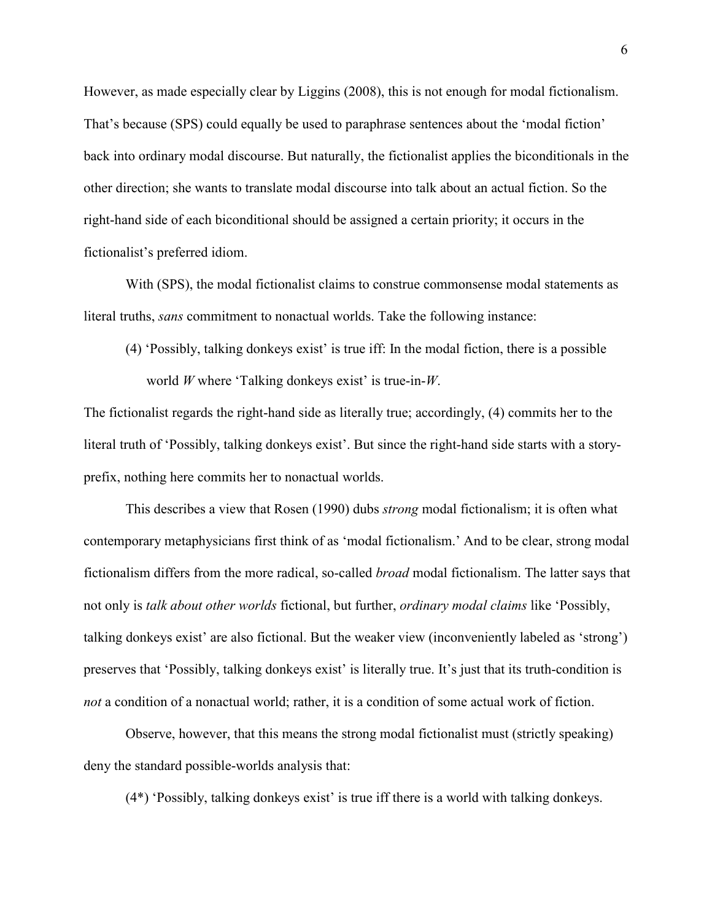However, as made especially clear by Liggins (2008), this is not enough for modal fictionalism. That's because (SPS) could equally be used to paraphrase sentences about the 'modal fiction' back into ordinary modal discourse. But naturally, the fictionalist applies the biconditionals in the other direction; she wants to translate modal discourse into talk about an actual fiction. So the right-hand side of each biconditional should be assigned a certain priority; it occurs in the fictionalist's preferred idiom.

With (SPS), the modal fictionalist claims to construe commonsense modal statements as literal truths, *sans* commitment to nonactual worlds. Take the following instance:

> (4) 'Possibly, talking donkeys exist' is true iff: In the modal fiction, there is a possible world $W$ where 'Talking donkeys exist' is true-in-$W$.

The fictionalist regards the right-hand side as literally true; accordingly, (4) commits her to the literal truth of 'Possibly, talking donkeys exist'. But since the right-hand side starts with a story-prefix, nothing here commits her to nonactual worlds.

This describes a view that Rosen (1990) dubs *strong* modal fictionalism; it is often what contemporary metaphysicians first think of as 'modal fictionalism.' And to be clear, strong modal fictionalism differs from the more radical, so-called *broad* modal fictionalism. The latter says that not only is *talk about other worlds* fictional, but further, *ordinary modal claims* like 'Possibly, talking donkeys exist' are also fictional. But the weaker view (inconveniently labeled as 'strong') preserves that 'Possibly, talking donkeys exist' is literally true. It's just that its truth-condition is *not* a condition of a nonactual world; rather, it is a condition of some actual work of fiction.

Observe, however, that this means the strong modal fictionalist must (strictly speaking) deny the standard possible-worlds analysis that:

> (4*) 'Possibly, talking donkeys exist' is true iff there is a world with talking donkeys.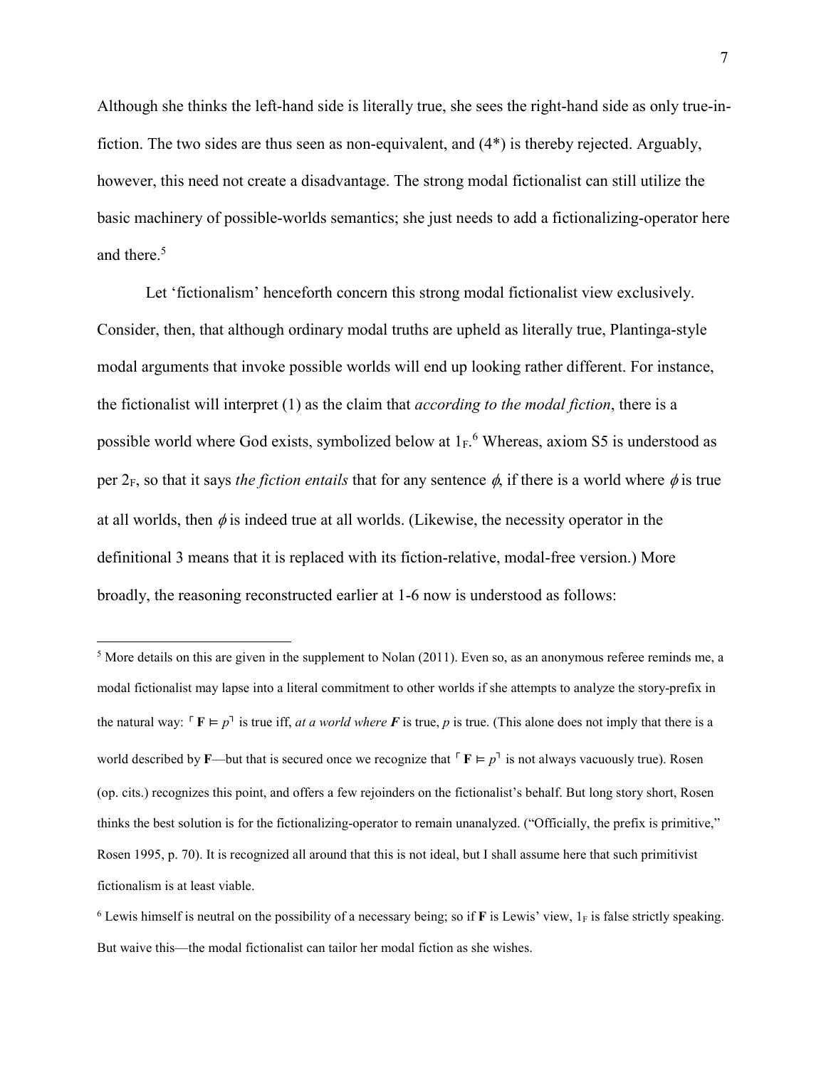Although she thinks the left-hand side is literally true, she sees the right-hand side as only true-in-fiction. The two sides are thus seen as non-equivalent, and (4*) is thereby rejected. Arguably, however, this need not create a disadvantage. The strong modal fictionalist can still utilize the basic machinery of possible-worlds semantics; she just needs to add a fictionalizing-operator here and there.[5]

Let 'fictionalism' henceforth concern this strong modal fictionalist view exclusively. Consider, then, that although ordinary modal truths are upheld as literally true, Plantinga-style modal arguments that invoke possible worlds will end up looking rather different. For instance, the fictionalist will interpret (1) as the claim that *according to the modal fiction*, there is a possible world where God exists, symbolized below at $1_F$.[6] Whereas, axiom S5 is understood as per $2_F$, so that it says *the fiction entails* that for any sentence $\phi$, if there is a world where $\phi$ is true at all worlds, then $\phi$ is indeed true at all worlds. (Likewise, the necessity operator in the definitional 3 means that it is replaced with its fiction-relative, modal-free version.) More broadly, the reasoning reconstructed earlier at 1-6 now is understood as follows:

---

[5] More details on this are given in the supplement to Nolan (2011). Even so, as an anonymous referee reminds me, a modal fictionalist may lapse into a literal commitment to other worlds if she attempts to analyze the story-prefix in the natural way: $\ulcorner \mathbf{F} \vDash p \urcorner$ is true iff, *at a world where* $\boldsymbol{F}$ is true, $p$ is true. (This alone does not imply that there is a world described by $\mathbf{F}$—but that is secured once we recognize that $\ulcorner \mathbf{F} \vDash p \urcorner$ is not always vacuously true). Rosen (op. cits.) recognizes this point, and offers a few rejoinders on the fictionalist's behalf. But long story short, Rosen thinks the best solution is for the fictionalizing-operator to remain unanalyzed. ("Officially, the prefix is primitive," Rosen 1995, p. 70). It is recognized all around that this is not ideal, but I shall assume here that such primitivist fictionalism is at least viable.

[6] Lewis himself is neutral on the possibility of a necessary being; so if $\mathbf{F}$ is Lewis' view, $1_F$ is false strictly speaking. But waive this—the modal fictionalist can tailor her modal fiction as she wishes.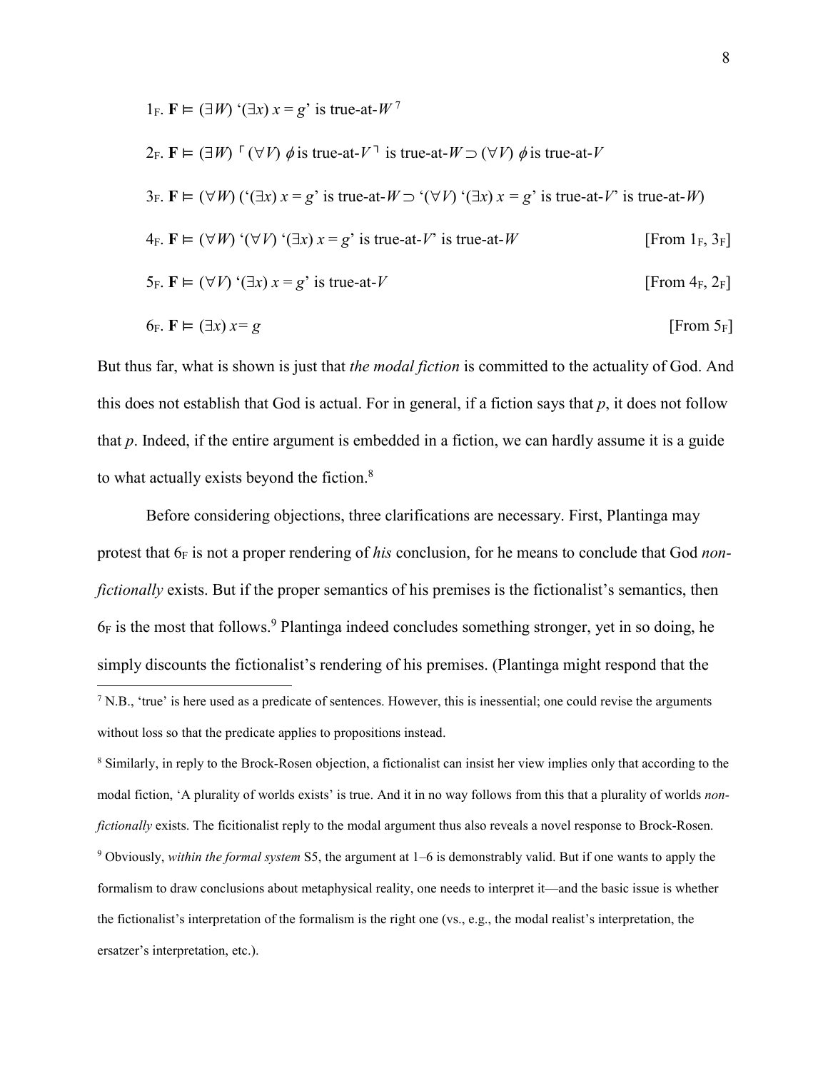$1_F$. $\mathbf{F} \vDash (\exists W)$ '$(\exists x)\ x = g$' is true-at-$W$[7]

$2_F$. $\mathbf{F} \vDash (\exists W)$ ⌜$(\forall V)\ \phi$ is true-at-$V$⌝ is true-at-$W \supset (\forall V)\ \phi$ is true-at-$V$

$3_F$. $\mathbf{F} \vDash (\forall W)$ ('$(\exists x)\ x = g$' is true-at-$W \supset$ '$(\forall V)$ '$(\exists x)\ x = g$' is true-at-$V$' is true-at-$W$)

$4_F$. $\mathbf{F} \vDash (\forall W)$ '$(\forall V)$ '$(\exists x)\ x = g$' is true-at-$V$' is true-at-$W$ [From $1_F$, $3_F$]

$5_F$. $\mathbf{F} \vDash (\forall V)$ '$(\exists x)\ x = g$' is true-at-$V$ [From $4_F$, $2_F$]

$6_F$. $\mathbf{F} \vDash (\exists x)\ x = g$ [From $5_F$]

But thus far, what is shown is just that *the modal fiction* is committed to the actuality of God. And this does not establish that God is actual. For in general, if a fiction says that *p*, it does not follow that *p*. Indeed, if the entire argument is embedded in a fiction, we can hardly assume it is a guide to what actually exists beyond the fiction.[8]

Before considering objections, three clarifications are necessary. First, Plantinga may protest that $6_F$ is not a proper rendering of *his* conclusion, for he means to conclude that God *non-fictionally* exists. But if the proper semantics of his premises is the fictionalist's semantics, then $6_F$ is the most that follows.[9] Plantinga indeed concludes something stronger, yet in so doing, he simply discounts the fictionalist's rendering of his premises. (Plantinga might respond that the

---

[7] N.B., 'true' is here used as a predicate of sentences. However, this is inessential; one could revise the arguments without loss so that the predicate applies to propositions instead.

[8] Similarly, in reply to the Brock-Rosen objection, a fictionalist can insist her view implies only that according to the modal fiction, 'A plurality of worlds exists' is true. And it in no way follows from this that a plurality of worlds *non-fictionally* exists. The ficitionalist reply to the modal argument thus also reveals a novel response to Brock-Rosen.

[9] Obviously, *within the formal system* S5, the argument at 1–6 is demonstrably valid. But if one wants to apply the formalism to draw conclusions about metaphysical reality, one needs to interpret it—and the basic issue is whether the fictionalist's interpretation of the formalism is the right one (vs., e.g., the modal realist's interpretation, the ersatzer's interpretation, etc.).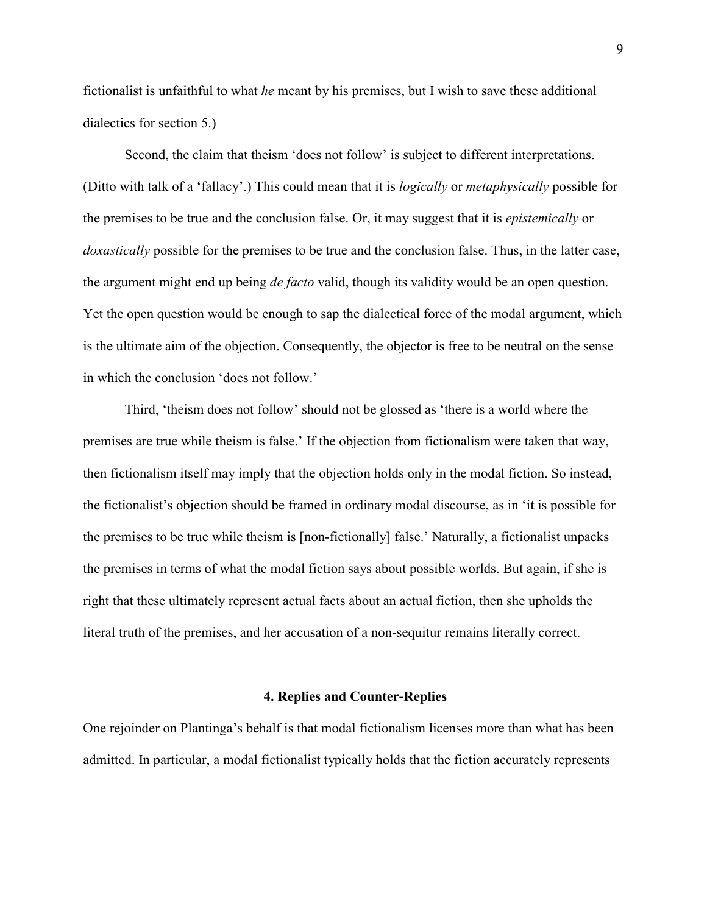fictionalist is unfaithful to what *he* meant by his premises, but I wish to save these additional dialectics for section 5.)

Second, the claim that theism 'does not follow' is subject to different interpretations. (Ditto with talk of a 'fallacy'.) This could mean that it is *logically* or *metaphysically* possible for the premises to be true and the conclusion false. Or, it may suggest that it is *epistemically* or *doxastically* possible for the premises to be true and the conclusion false. Thus, in the latter case, the argument might end up being *de facto* valid, though its validity would be an open question. Yet the open question would be enough to sap the dialectical force of the modal argument, which is the ultimate aim of the objection. Consequently, the objector is free to be neutral on the sense in which the conclusion 'does not follow.'

Third, 'theism does not follow' should not be glossed as 'there is a world where the premises are true while theism is false.' If the objection from fictionalism were taken that way, then fictionalism itself may imply that the objection holds only in the modal fiction. So instead, the fictionalist's objection should be framed in ordinary modal discourse, as in 'it is possible for the premises to be true while theism is [non-fictionally] false.' Naturally, a fictionalist unpacks the premises in terms of what the modal fiction says about possible worlds. But again, if she is right that these ultimately represent actual facts about an actual fiction, then she upholds the literal truth of the premises, and her accusation of a non-sequitur remains literally correct.

## 4. Replies and Counter-Replies

One rejoinder on Plantinga's behalf is that modal fictionalism licenses more than what has been admitted. In particular, a modal fictionalist typically holds that the fiction accurately represents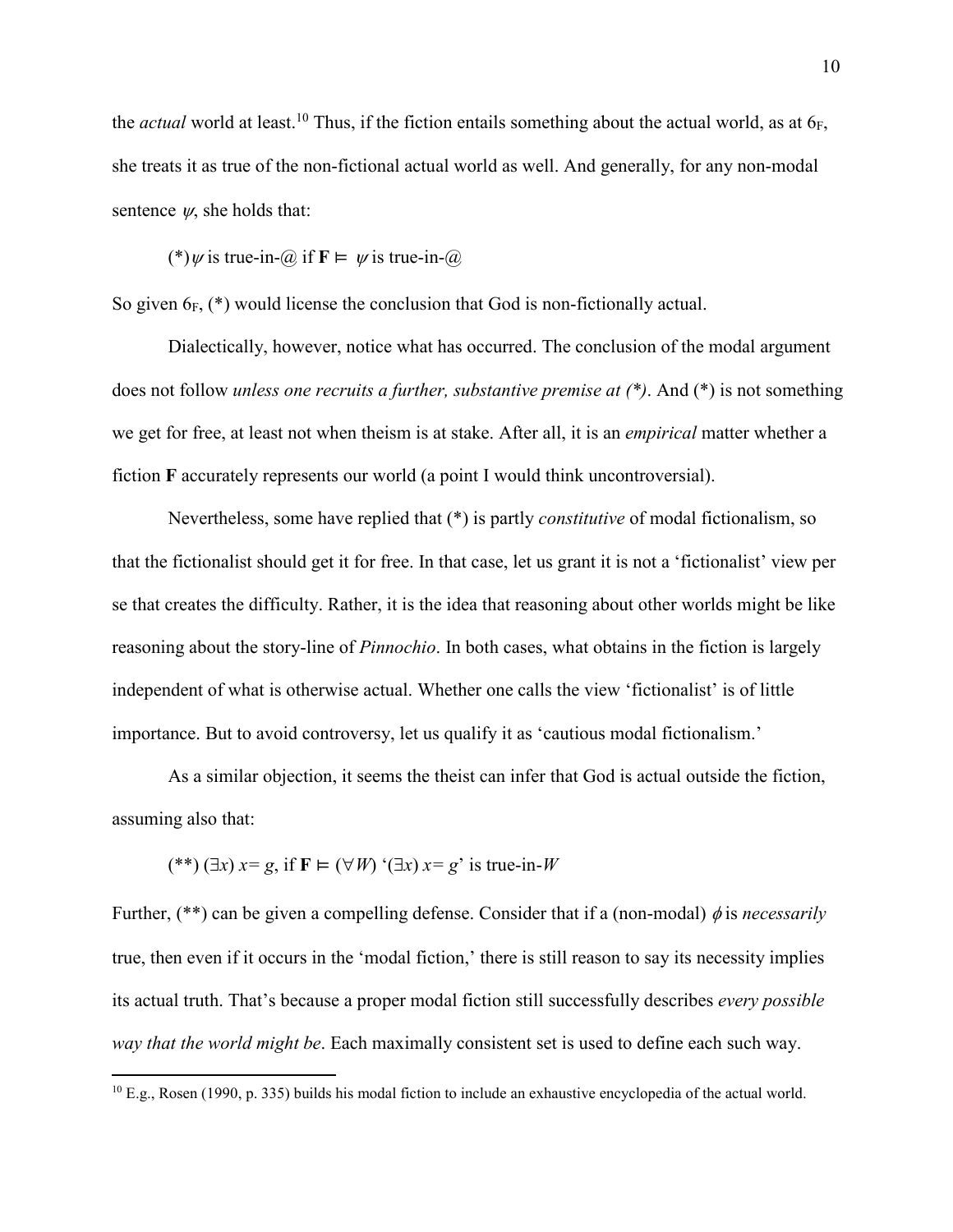the *actual* world at least.[10] Thus, if the fiction entails something about the actual world, as at $6_F$, she treats it as true of the non-fictional actual world as well. And generally, for any non-modal sentence $\psi$, she holds that:

(*) $\psi$ is true-in-@ if $\mathbf{F} \vDash \psi$ is true-in-@

So given $6_F$, (*) would license the conclusion that God is non-fictionally actual.

Dialectically, however, notice what has occurred. The conclusion of the modal argument does not follow *unless one recruits a further, substantive premise at (*)*. And (*) is not something we get for free, at least not when theism is at stake. After all, it is an *empirical* matter whether a fiction **F** accurately represents our world (a point I would think uncontroversial).

Nevertheless, some have replied that (*) is partly *constitutive* of modal fictionalism, so that the fictionalist should get it for free. In that case, let us grant it is not a 'fictionalist' view per se that creates the difficulty. Rather, it is the idea that reasoning about other worlds might be like reasoning about the story-line of *Pinnochio*. In both cases, what obtains in the fiction is largely independent of what is otherwise actual. Whether one calls the view 'fictionalist' is of little importance. But to avoid controversy, let us qualify it as 'cautious modal fictionalism.'

As a similar objection, it seems the theist can infer that God is actual outside the fiction, assuming also that:

(**) $(\exists x)\, x = g$, if $\mathbf{F} \vDash (\forall W)$ '$(\exists x)\, x = g$' is true-in-$W$

Further, (**) can be given a compelling defense. Consider that if a (non-modal) $\phi$ is *necessarily* true, then even if it occurs in the 'modal fiction,' there is still reason to say its necessity implies its actual truth. That's because a proper modal fiction still successfully describes *every possible way that the world might be*. Each maximally consistent set is used to define each such way.

[10] E.g., Rosen (1990, p. 335) builds his modal fiction to include an exhaustive encyclopedia of the actual world.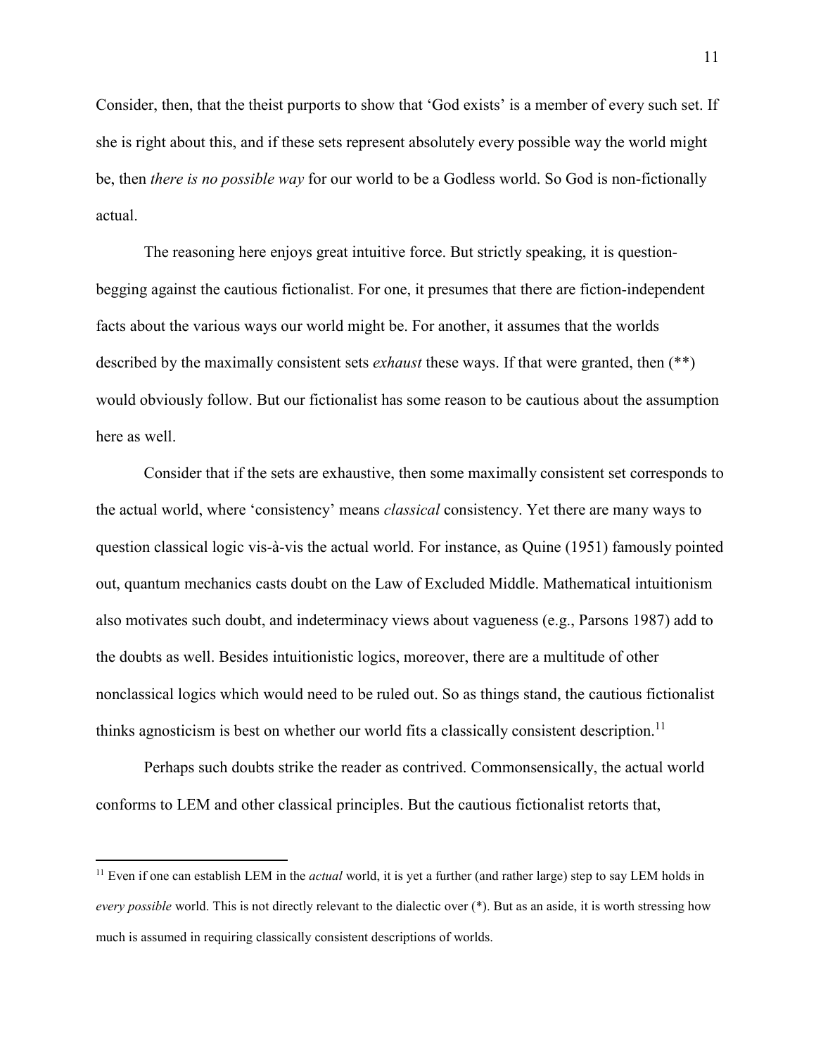Consider, then, that the theist purports to show that 'God exists' is a member of every such set. If she is right about this, and if these sets represent absolutely every possible way the world might be, then *there is no possible way* for our world to be a Godless world. So God is non-fictionally actual.

The reasoning here enjoys great intuitive force. But strictly speaking, it is question-begging against the cautious fictionalist. For one, it presumes that there are fiction-independent facts about the various ways our world might be. For another, it assumes that the worlds described by the maximally consistent sets *exhaust* these ways. If that were granted, then (**) would obviously follow. But our fictionalist has some reason to be cautious about the assumption here as well.

Consider that if the sets are exhaustive, then some maximally consistent set corresponds to the actual world, where 'consistency' means *classical* consistency. Yet there are many ways to question classical logic vis-à-vis the actual world. For instance, as Quine (1951) famously pointed out, quantum mechanics casts doubt on the Law of Excluded Middle. Mathematical intuitionism also motivates such doubt, and indeterminacy views about vagueness (e.g., Parsons 1987) add to the doubts as well. Besides intuitionistic logics, moreover, there are a multitude of other nonclassical logics which would need to be ruled out. So as things stand, the cautious fictionalist thinks agnosticism is best on whether our world fits a classically consistent description.[11]

Perhaps such doubts strike the reader as contrived. Commonsensically, the actual world conforms to LEM and other classical principles. But the cautious fictionalist retorts that,

---

[11] Even if one can establish LEM in the *actual* world, it is yet a further (and rather large) step to say LEM holds in *every possible* world. This is not directly relevant to the dialectic over (*). But as an aside, it is worth stressing how much is assumed in requiring classically consistent descriptions of worlds.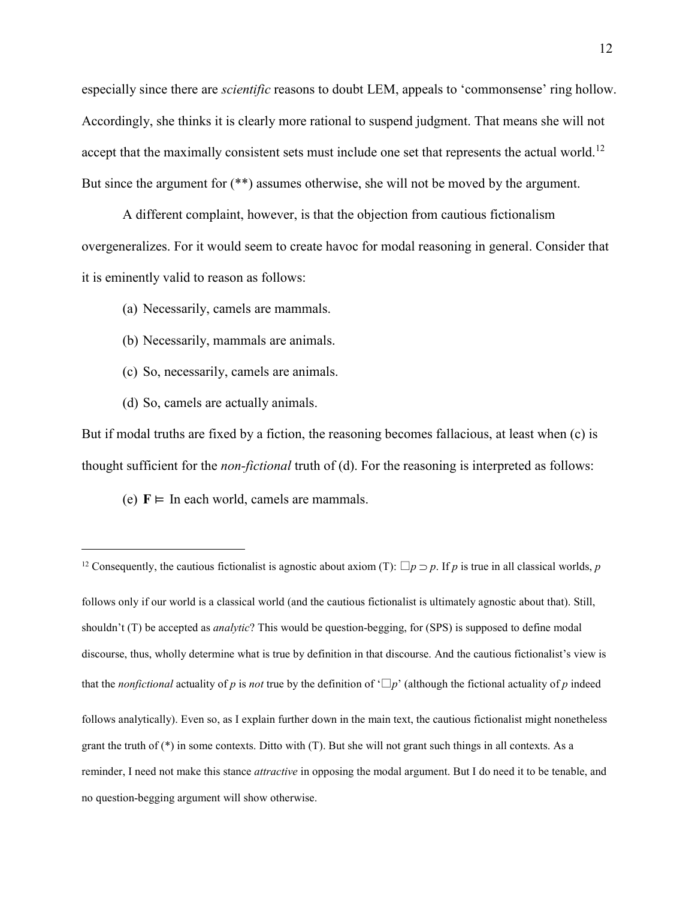especially since there are *scientific* reasons to doubt LEM, appeals to 'commonsense' ring hollow. Accordingly, she thinks it is clearly more rational to suspend judgment. That means she will not accept that the maximally consistent sets must include one set that represents the actual world.[12] But since the argument for (**) assumes otherwise, she will not be moved by the argument.

A different complaint, however, is that the objection from cautious fictionalism overgeneralizes. For it would seem to create havoc for modal reasoning in general. Consider that it is eminently valid to reason as follows:

(a) Necessarily, camels are mammals.

(b) Necessarily, mammals are animals.

(c) So, necessarily, camels are animals.

(d) So, camels are actually animals.

But if modal truths are fixed by a fiction, the reasoning becomes fallacious, at least when (c) is thought sufficient for the *non-fictional* truth of (d). For the reasoning is interpreted as follows:

(e) $\mathbf{F} \vDash$ In each world, camels are mammals.

---

[12] Consequently, the cautious fictionalist is agnostic about axiom (T): $\Box p \supset p$. If $p$ is true in all classical worlds, $p$ follows only if our world is a classical world (and the cautious fictionalist is ultimately agnostic about that). Still, shouldn't (T) be accepted as *analytic*? This would be question-begging, for (SPS) is supposed to define modal discourse, thus, wholly determine what is true by definition in that discourse. And the cautious fictionalist's view is that the *nonfictional* actuality of $p$ is *not* true by the definition of '$\Box p$' (although the fictional actuality of $p$ indeed follows analytically). Even so, as I explain further down in the main text, the cautious fictionalist might nonetheless grant the truth of (*) in some contexts. Ditto with (T). But she will not grant such things in all contexts. As a reminder, I need not make this stance *attractive* in opposing the modal argument. But I do need it to be tenable, and no question-begging argument will show otherwise.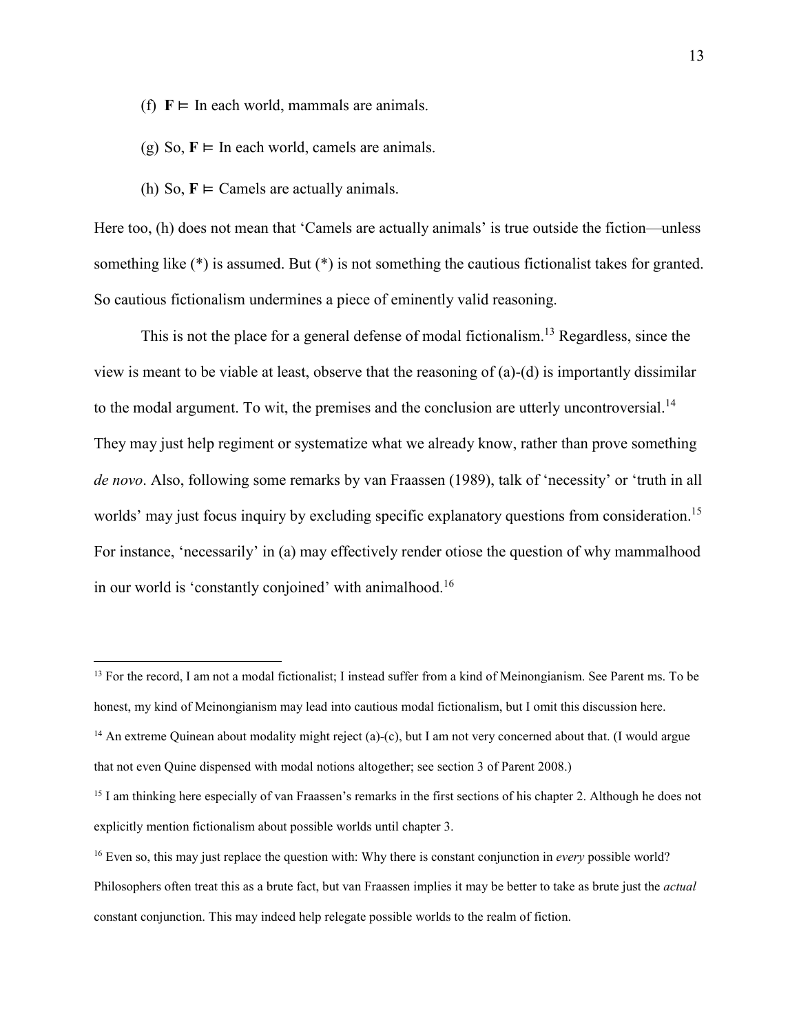(f) **F** ⊨ In each world, mammals are animals.

(g) So, **F** ⊨ In each world, camels are animals.

(h) So, **F** ⊨ Camels are actually animals.

Here too, (h) does not mean that 'Camels are actually animals' is true outside the fiction—unless something like (*) is assumed. But (*) is not something the cautious fictionalist takes for granted. So cautious fictionalism undermines a piece of eminently valid reasoning.

This is not the place for a general defense of modal fictionalism.[13] Regardless, since the view is meant to be viable at least, observe that the reasoning of (a)-(d) is importantly dissimilar to the modal argument. To wit, the premises and the conclusion are utterly uncontroversial.[14] They may just help regiment or systematize what we already know, rather than prove something *de novo*. Also, following some remarks by van Fraassen (1989), talk of 'necessity' or 'truth in all worlds' may just focus inquiry by excluding specific explanatory questions from consideration.[15] For instance, 'necessarily' in (a) may effectively render otiose the question of why mammalhood in our world is 'constantly conjoined' with animalhood.[16]

---

[13] For the record, I am not a modal fictionalist; I instead suffer from a kind of Meinongianism. See Parent ms. To be honest, my kind of Meinongianism may lead into cautious modal fictionalism, but I omit this discussion here.

[14] An extreme Quinean about modality might reject (a)-(c), but I am not very concerned about that. (I would argue that not even Quine dispensed with modal notions altogether; see section 3 of Parent 2008.)

[15] I am thinking here especially of van Fraassen's remarks in the first sections of his chapter 2. Although he does not explicitly mention fictionalism about possible worlds until chapter 3.

[16] Even so, this may just replace the question with: Why there is constant conjunction in *every* possible world? Philosophers often treat this as a brute fact, but van Fraassen implies it may be better to take as brute just the *actual* constant conjunction. This may indeed help relegate possible worlds to the realm of fiction.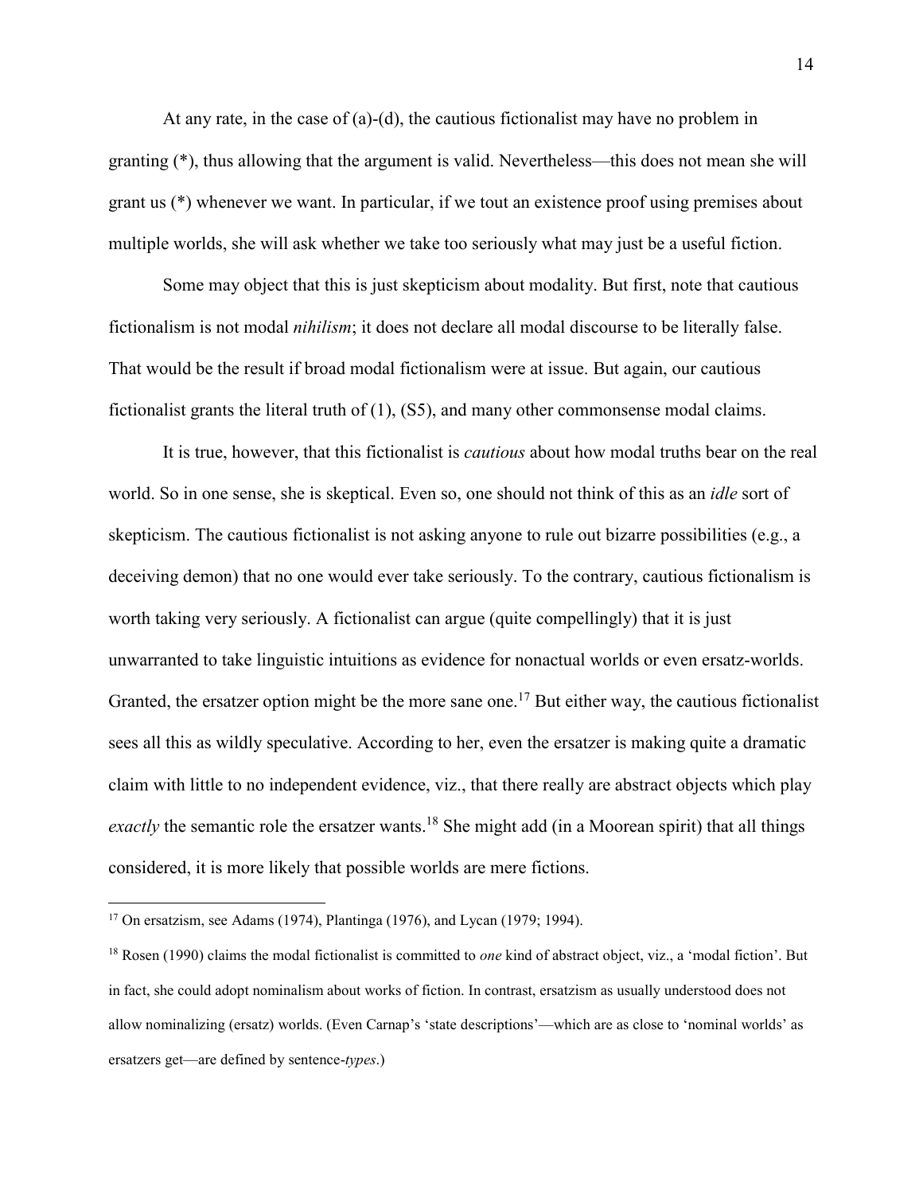At any rate, in the case of (a)-(d), the cautious fictionalist may have no problem in granting (*), thus allowing that the argument is valid. Nevertheless—this does not mean she will grant us (*) whenever we want. In particular, if we tout an existence proof using premises about multiple worlds, she will ask whether we take too seriously what may just be a useful fiction.

Some may object that this is just skepticism about modality. But first, note that cautious fictionalism is not modal *nihilism*; it does not declare all modal discourse to be literally false. That would be the result if broad modal fictionalism were at issue. But again, our cautious fictionalist grants the literal truth of (1), (S5), and many other commonsense modal claims.

It is true, however, that this fictionalist is *cautious* about how modal truths bear on the real world. So in one sense, she is skeptical. Even so, one should not think of this as an *idle* sort of skepticism. The cautious fictionalist is not asking anyone to rule out bizarre possibilities (e.g., a deceiving demon) that no one would ever take seriously. To the contrary, cautious fictionalism is worth taking very seriously. A fictionalist can argue (quite compellingly) that it is just unwarranted to take linguistic intuitions as evidence for nonactual worlds or even ersatz-worlds. Granted, the ersatzer option might be the more sane one.[17] But either way, the cautious fictionalist sees all this as wildly speculative. According to her, even the ersatzer is making quite a dramatic claim with little to no independent evidence, viz., that there really are abstract objects which play *exactly* the semantic role the ersatzer wants.[18] She might add (in a Moorean spirit) that all things considered, it is more likely that possible worlds are mere fictions.

---

[17] On ersatzism, see Adams (1974), Plantinga (1976), and Lycan (1979; 1994).

[18] Rosen (1990) claims the modal fictionalist is committed to *one* kind of abstract object, viz., a 'modal fiction'. But in fact, she could adopt nominalism about works of fiction. In contrast, ersatzism as usually understood does not allow nominalizing (ersatz) worlds. (Even Carnap's 'state descriptions'—which are as close to 'nominal worlds' as ersatzers get—are defined by sentence-*types*.)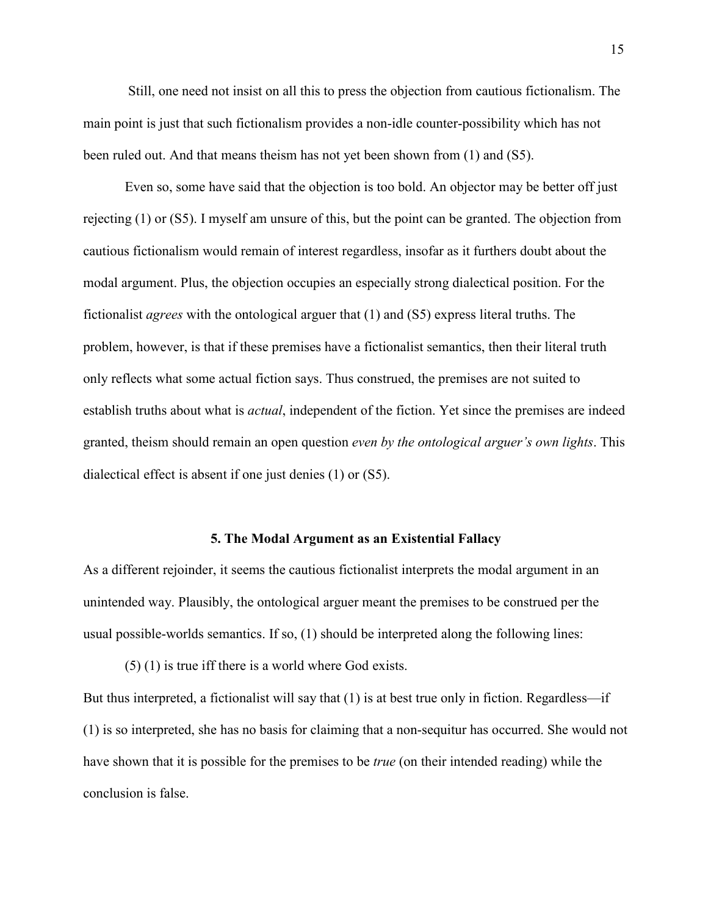Still, one need not insist on all this to press the objection from cautious fictionalism. The main point is just that such fictionalism provides a non-idle counter-possibility which has not been ruled out. And that means theism has not yet been shown from (1) and (S5).

Even so, some have said that the objection is too bold. An objector may be better off just rejecting (1) or (S5). I myself am unsure of this, but the point can be granted. The objection from cautious fictionalism would remain of interest regardless, insofar as it furthers doubt about the modal argument. Plus, the objection occupies an especially strong dialectical position. For the fictionalist *agrees* with the ontological arguer that (1) and (S5) express literal truths. The problem, however, is that if these premises have a fictionalist semantics, then their literal truth only reflects what some actual fiction says. Thus construed, the premises are not suited to establish truths about what is *actual*, independent of the fiction. Yet since the premises are indeed granted, theism should remain an open question *even by the ontological arguer's own lights*. This dialectical effect is absent if one just denies (1) or (S5).

## 5. The Modal Argument as an Existential Fallacy

As a different rejoinder, it seems the cautious fictionalist interprets the modal argument in an unintended way. Plausibly, the ontological arguer meant the premises to be construed per the usual possible-worlds semantics. If so, (1) should be interpreted along the following lines:

(5) (1) is true iff there is a world where God exists.

But thus interpreted, a fictionalist will say that (1) is at best true only in fiction. Regardless—if (1) is so interpreted, she has no basis for claiming that a non-sequitur has occurred. She would not have shown that it is possible for the premises to be *true* (on their intended reading) while the conclusion is false.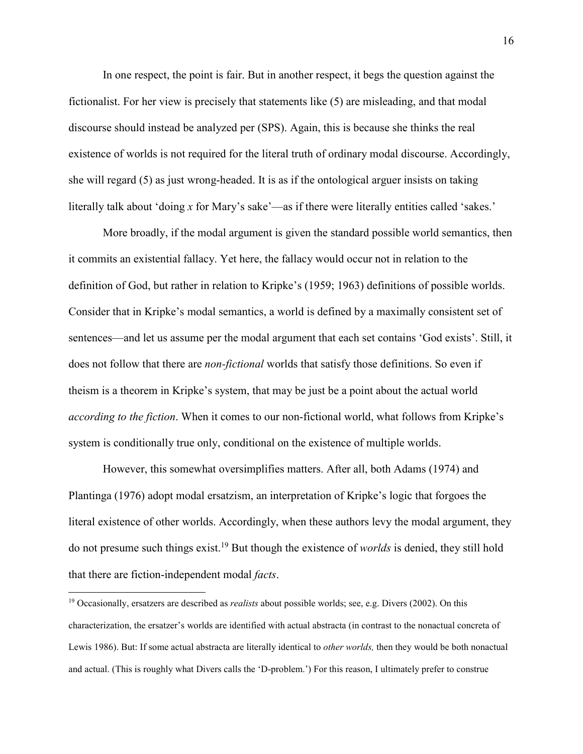In one respect, the point is fair. But in another respect, it begs the question against the fictionalist. For her view is precisely that statements like (5) are misleading, and that modal discourse should instead be analyzed per (SPS). Again, this is because she thinks the real existence of worlds is not required for the literal truth of ordinary modal discourse. Accordingly, she will regard (5) as just wrong-headed. It is as if the ontological arguer insists on taking literally talk about 'doing *x* for Mary's sake'—as if there were literally entities called 'sakes.'

More broadly, if the modal argument is given the standard possible world semantics, then it commits an existential fallacy. Yet here, the fallacy would occur not in relation to the definition of God, but rather in relation to Kripke's (1959; 1963) definitions of possible worlds. Consider that in Kripke's modal semantics, a world is defined by a maximally consistent set of sentences—and let us assume per the modal argument that each set contains 'God exists'. Still, it does not follow that there are *non-fictional* worlds that satisfy those definitions. So even if theism is a theorem in Kripke's system, that may be just be a point about the actual world *according to the fiction*. When it comes to our non-fictional world, what follows from Kripke's system is conditionally true only, conditional on the existence of multiple worlds.

However, this somewhat oversimplifies matters. After all, both Adams (1974) and Plantinga (1976) adopt modal ersatzism, an interpretation of Kripke's logic that forgoes the literal existence of other worlds. Accordingly, when these authors levy the modal argument, they do not presume such things exist.[19] But though the existence of *worlds* is denied, they still hold that there are fiction-independent modal *facts*.

---

[19] Occasionally, ersatzers are described as *realists* about possible worlds; see, e.g. Divers (2002). On this characterization, the ersatzer's worlds are identified with actual abstracta (in contrast to the nonactual concreta of Lewis 1986). But: If some actual abstracta are literally identical to *other worlds,* then they would be both nonactual and actual. (This is roughly what Divers calls the 'D-problem.') For this reason, I ultimately prefer to construe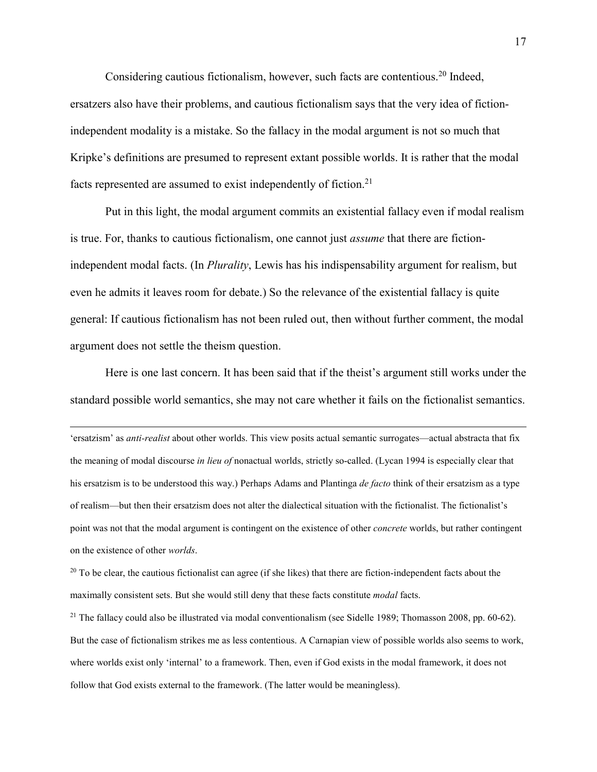Considering cautious fictionalism, however, such facts are contentious.[20] Indeed, ersatzers also have their problems, and cautious fictionalism says that the very idea of fiction-independent modality is a mistake. So the fallacy in the modal argument is not so much that Kripke's definitions are presumed to represent extant possible worlds. It is rather that the modal facts represented are assumed to exist independently of fiction.[21]

Put in this light, the modal argument commits an existential fallacy even if modal realism is true. For, thanks to cautious fictionalism, one cannot just *assume* that there are fiction-independent modal facts. (In *Plurality*, Lewis has his indispensability argument for realism, but even he admits it leaves room for debate.) So the relevance of the existential fallacy is quite general: If cautious fictionalism has not been ruled out, then without further comment, the modal argument does not settle the theism question.

Here is one last concern. It has been said that if the theist's argument still works under the standard possible world semantics, she may not care whether it fails on the fictionalist semantics.

---

'ersatzism' as *anti-realist* about other worlds. This view posits actual semantic surrogates—actual abstracta that fix the meaning of modal discourse *in lieu of* nonactual worlds, strictly so-called. (Lycan 1994 is especially clear that his ersatzism is to be understood this way.) Perhaps Adams and Plantinga *de facto* think of their ersatzism as a type of realism—but then their ersatzism does not alter the dialectical situation with the fictionalist. The fictionalist's point was not that the modal argument is contingent on the existence of other *concrete* worlds, but rather contingent on the existence of other *worlds*.

[20] To be clear, the cautious fictionalist can agree (if she likes) that there are fiction-independent facts about the maximally consistent sets. But she would still deny that these facts constitute *modal* facts.

[21] The fallacy could also be illustrated via modal conventionalism (see Sidelle 1989; Thomasson 2008, pp. 60-62). But the case of fictionalism strikes me as less contentious. A Carnapian view of possible worlds also seems to work, where worlds exist only 'internal' to a framework. Then, even if God exists in the modal framework, it does not follow that God exists external to the framework. (The latter would be meaningless).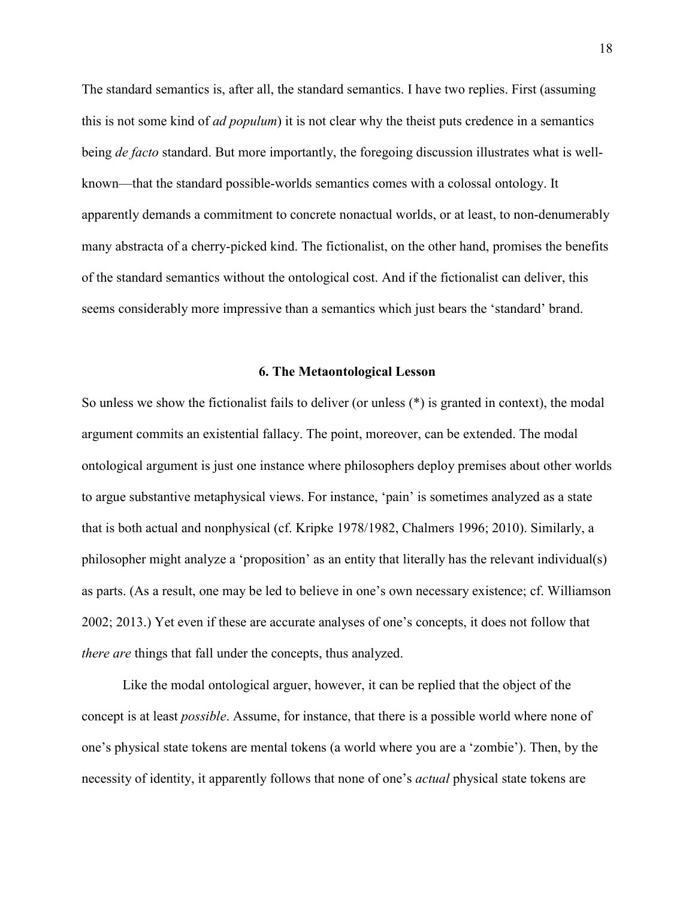The standard semantics is, after all, the standard semantics. I have two replies. First (assuming this is not some kind of *ad populum*) it is not clear why the theist puts credence in a semantics being *de facto* standard. But more importantly, the foregoing discussion illustrates what is well-known—that the standard possible-worlds semantics comes with a colossal ontology. It apparently demands a commitment to concrete nonactual worlds, or at least, to non-denumerably many abstracta of a cherry-picked kind. The fictionalist, on the other hand, promises the benefits of the standard semantics without the ontological cost. And if the fictionalist can deliver, this seems considerably more impressive than a semantics which just bears the 'standard' brand.

## 6. The Metaontological Lesson

So unless we show the fictionalist fails to deliver (or unless (*) is granted in context), the modal argument commits an existential fallacy. The point, moreover, can be extended. The modal ontological argument is just one instance where philosophers deploy premises about other worlds to argue substantive metaphysical views. For instance, 'pain' is sometimes analyzed as a state that is both actual and nonphysical (cf. Kripke 1978/1982, Chalmers 1996; 2010). Similarly, a philosopher might analyze a 'proposition' as an entity that literally has the relevant individual(s) as parts. (As a result, one may be led to believe in one's own necessary existence; cf. Williamson 2002; 2013.) Yet even if these are accurate analyses of one's concepts, it does not follow that *there are* things that fall under the concepts, thus analyzed.

Like the modal ontological arguer, however, it can be replied that the object of the concept is at least *possible*. Assume, for instance, that there is a possible world where none of one's physical state tokens are mental tokens (a world where you are a 'zombie'). Then, by the necessity of identity, it apparently follows that none of one's *actual* physical state tokens are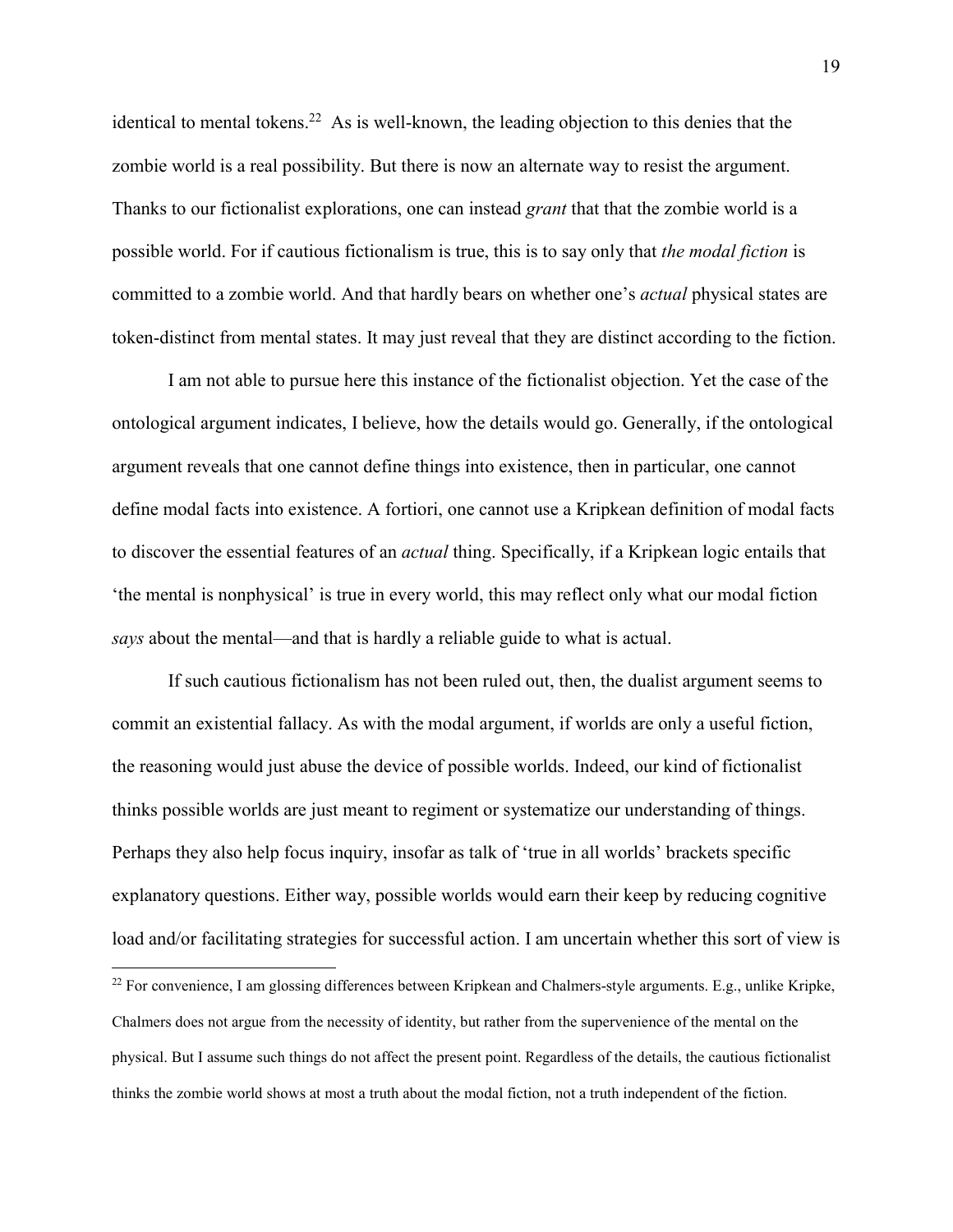identical to mental tokens.[22] As is well-known, the leading objection to this denies that the zombie world is a real possibility. But there is now an alternate way to resist the argument. Thanks to our fictionalist explorations, one can instead *grant* that that the zombie world is a possible world. For if cautious fictionalism is true, this is to say only that *the modal fiction* is committed to a zombie world. And that hardly bears on whether one's *actual* physical states are token-distinct from mental states. It may just reveal that they are distinct according to the fiction.

I am not able to pursue here this instance of the fictionalist objection. Yet the case of the ontological argument indicates, I believe, how the details would go. Generally, if the ontological argument reveals that one cannot define things into existence, then in particular, one cannot define modal facts into existence. A fortiori, one cannot use a Kripkean definition of modal facts to discover the essential features of an *actual* thing. Specifically, if a Kripkean logic entails that 'the mental is nonphysical' is true in every world, this may reflect only what our modal fiction *says* about the mental—and that is hardly a reliable guide to what is actual.

If such cautious fictionalism has not been ruled out, then, the dualist argument seems to commit an existential fallacy. As with the modal argument, if worlds are only a useful fiction, the reasoning would just abuse the device of possible worlds. Indeed, our kind of fictionalist thinks possible worlds are just meant to regiment or systematize our understanding of things. Perhaps they also help focus inquiry, insofar as talk of 'true in all worlds' brackets specific explanatory questions. Either way, possible worlds would earn their keep by reducing cognitive load and/or facilitating strategies for successful action. I am uncertain whether this sort of view is

---

[22] For convenience, I am glossing differences between Kripkean and Chalmers-style arguments. E.g., unlike Kripke, Chalmers does not argue from the necessity of identity, but rather from the supervenience of the mental on the physical. But I assume such things do not affect the present point. Regardless of the details, the cautious fictionalist thinks the zombie world shows at most a truth about the modal fiction, not a truth independent of the fiction.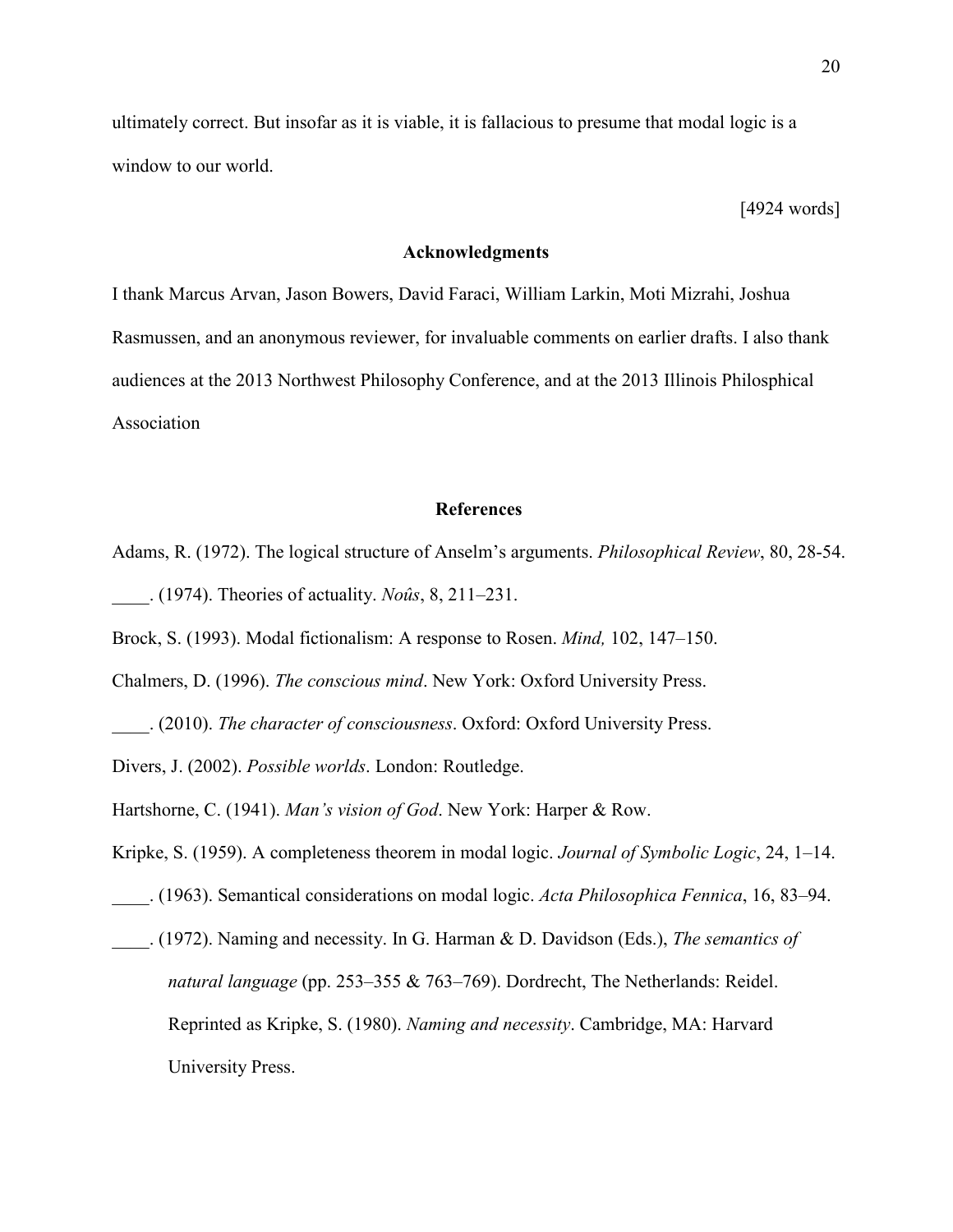ultimately correct. But insofar as it is viable, it is fallacious to presume that modal logic is a window to our world.

[4924 words]

## Acknowledgments

I thank Marcus Arvan, Jason Bowers, David Faraci, William Larkin, Moti Mizrahi, Joshua Rasmussen, and an anonymous reviewer, for invaluable comments on earlier drafts. I also thank audiences at the 2013 Northwest Philosophy Conference, and at the 2013 Illinois Philosphical Association

## References

Adams, R. (1972). The logical structure of Anselm's arguments. *Philosophical Review*, 80, 28-54.

____. (1974). Theories of actuality. *Noûs*, 8, 211–231.

Brock, S. (1993). Modal fictionalism: A response to Rosen. *Mind,* 102, 147–150.

Chalmers, D. (1996). *The conscious mind*. New York: Oxford University Press.

____. (2010). *The character of consciousness*. Oxford: Oxford University Press.

Divers, J. (2002). *Possible worlds*. London: Routledge.

Hartshorne, C. (1941). *Man's vision of God*. New York: Harper & Row.

Kripke, S. (1959). A completeness theorem in modal logic. *Journal of Symbolic Logic*, 24, 1–14.

____. (1963). Semantical considerations on modal logic. *Acta Philosophica Fennica*, 16, 83–94.

____. (1972). Naming and necessity. In G. Harman & D. Davidson (Eds.), *The semantics of natural language* (pp. 253–355 & 763–769). Dordrecht, The Netherlands: Reidel. Reprinted as Kripke, S. (1980). *Naming and necessity*. Cambridge, MA: Harvard University Press.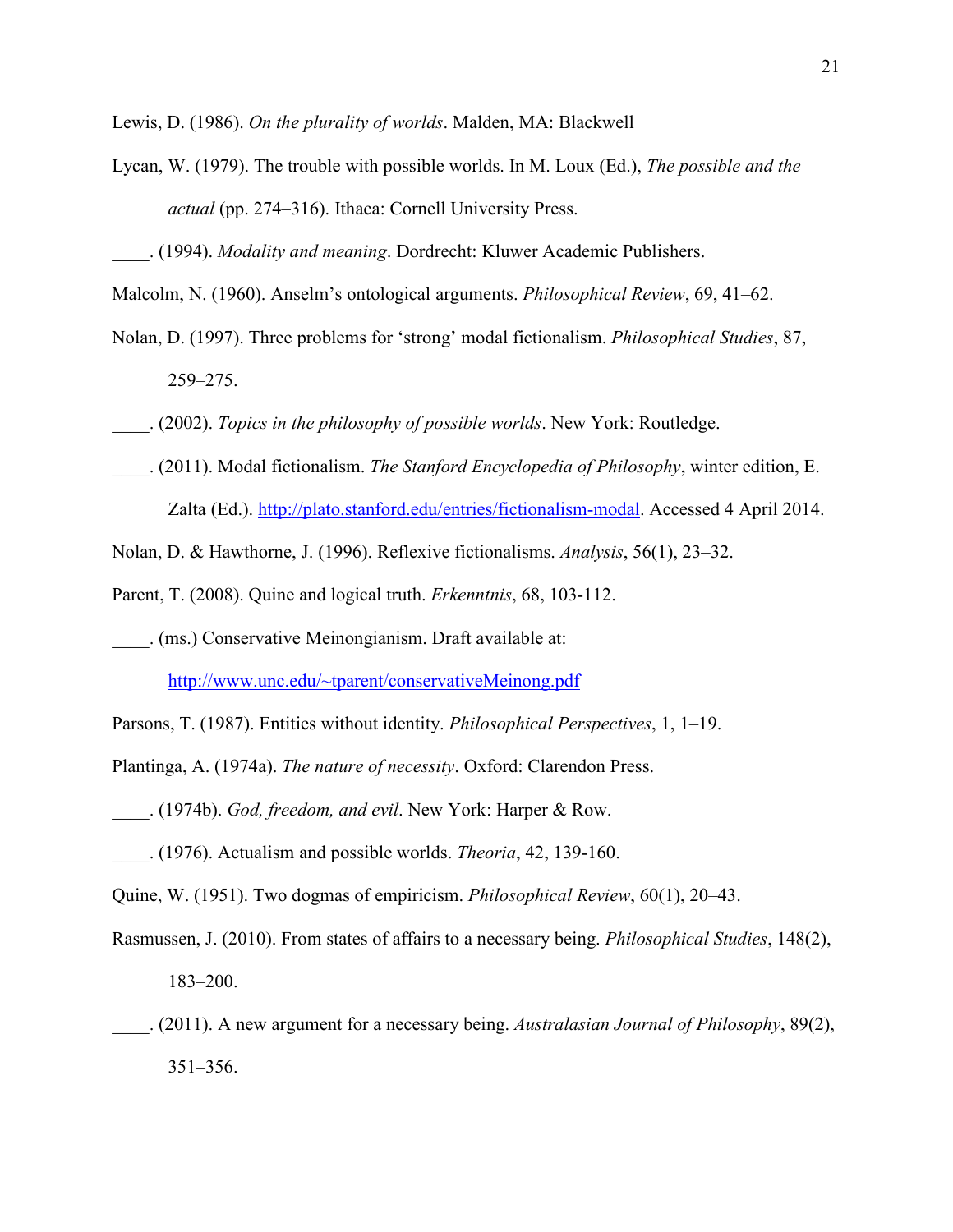Lewis, D. (1986). *On the plurality of worlds*. Malden, MA: Blackwell

Lycan, W. (1979). The trouble with possible worlds. In M. Loux (Ed.), *The possible and the actual* (pp. 274–316). Ithaca: Cornell University Press.

____. (1994). *Modality and meaning*. Dordrecht: Kluwer Academic Publishers.

Malcolm, N. (1960). Anselm's ontological arguments. *Philosophical Review*, 69, 41–62.

Nolan, D. (1997). Three problems for 'strong' modal fictionalism. *Philosophical Studies*, 87, 259–275.

____. (2002). *Topics in the philosophy of possible worlds*. New York: Routledge.

____. (2011). Modal fictionalism. *The Stanford Encyclopedia of Philosophy*, winter edition, E. Zalta (Ed.). http://plato.stanford.edu/entries/fictionalism-modal. Accessed 4 April 2014.

Nolan, D. & Hawthorne, J. (1996). Reflexive fictionalisms. *Analysis*, 56(1), 23–32.

Parent, T. (2008). Quine and logical truth. *Erkenntnis*, 68, 103-112.

____. (ms.) Conservative Meinongianism. Draft available at: http://www.unc.edu/~tparent/conservativeMeinong.pdf

Parsons, T. (1987). Entities without identity. *Philosophical Perspectives*, 1, 1–19.

Plantinga, A. (1974a). *The nature of necessity*. Oxford: Clarendon Press.

____. (1974b). *God, freedom, and evil*. New York: Harper & Row.

____. (1976). Actualism and possible worlds. *Theoria*, 42, 139-160.

Quine, W. (1951). Two dogmas of empiricism. *Philosophical Review*, 60(1), 20–43.

Rasmussen, J. (2010). From states of affairs to a necessary being. *Philosophical Studies*, 148(2), 183–200.

____. (2011). A new argument for a necessary being. *Australasian Journal of Philosophy*, 89(2), 351–356.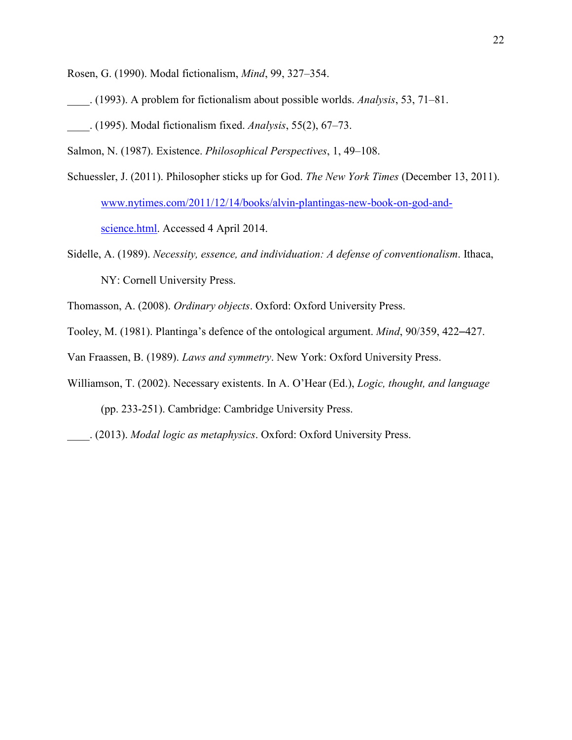Rosen, G. (1990). Modal fictionalism, *Mind*, 99, 327–354.

____. (1993). A problem for fictionalism about possible worlds. *Analysis*, 53, 71–81.

____. (1995). Modal fictionalism fixed. *Analysis*, 55(2), 67–73.

Salmon, N. (1987). Existence. *Philosophical Perspectives*, 1, 49–108.

Schuessler, J. (2011). Philosopher sticks up for God. *The New York Times* (December 13, 2011). www.nytimes.com/2011/12/14/books/alvin-plantingas-new-book-on-god-and-science.html. Accessed 4 April 2014.

Sidelle, A. (1989). *Necessity, essence, and individuation: A defense of conventionalism*. Ithaca, NY: Cornell University Press.

Thomasson, A. (2008). *Ordinary objects*. Oxford: Oxford University Press.

Tooley, M. (1981). Plantinga's defence of the ontological argument. *Mind*, 90/359, 422–427.

Van Fraassen, B. (1989). *Laws and symmetry*. New York: Oxford University Press.

Williamson, T. (2002). Necessary existents. In A. O'Hear (Ed.), *Logic, thought, and language* (pp. 233-251). Cambridge: Cambridge University Press.

____. (2013). *Modal logic as metaphysics*. Oxford: Oxford University Press.